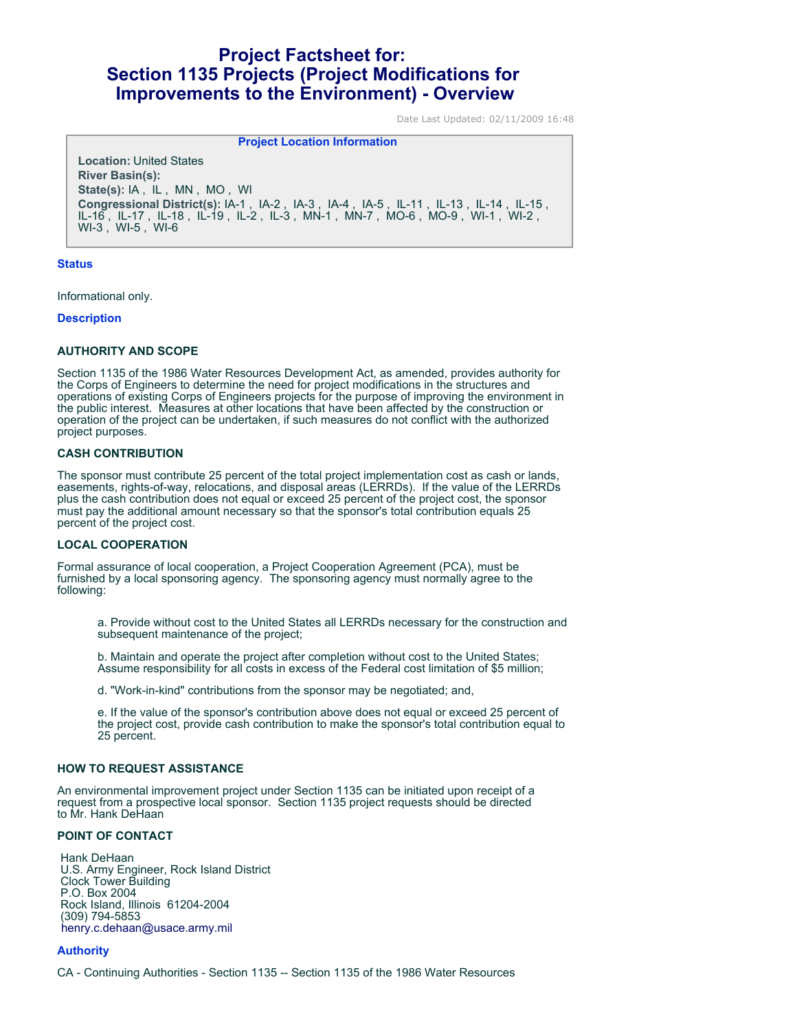# Project Factsheet for: Section 1135 Projects (Project Modifications for Improvements to the Environment) - Overview

Date Last Updated: 02/11/2009 16:48

### Project Location Information

**Location:** United States
**River Basin(s):**
**State(s):** IA , IL , MN , MO , WI
**Congressional District(s):** IA-1 , IA-2 , IA-3 , IA-4 , IA-5 , IL-11 , IL-13 , IL-14 , IL-15 , IL-16 , IL-17 , IL-18 , IL-19 , IL-2 , IL-3 , MN-1 , MN-7 , MO-6 , MO-9 , WI-1 , WI-2 , WI-3 , WI-5 , WI-6

## Status

Informational only.

## Description

### AUTHORITY AND SCOPE

Section 1135 of the 1986 Water Resources Development Act, as amended, provides authority for the Corps of Engineers to determine the need for project modifications in the structures and operations of existing Corps of Engineers projects for the purpose of improving the environment in the public interest. Measures at other locations that have been affected by the construction or operation of the project can be undertaken, if such measures do not conflict with the authorized project purposes.

### CASH CONTRIBUTION

The sponsor must contribute 25 percent of the total project implementation cost as cash or lands, easements, rights-of-way, relocations, and disposal areas (LERRDs). If the value of the LERRDs plus the cash contribution does not equal or exceed 25 percent of the project cost, the sponsor must pay the additional amount necessary so that the sponsor's total contribution equals 25 percent of the project cost.

### LOCAL COOPERATION

Formal assurance of local cooperation, a Project Cooperation Agreement (PCA), must be furnished by a local sponsoring agency. The sponsoring agency must normally agree to the following:

a. Provide without cost to the United States all LERRDs necessary for the construction and subsequent maintenance of the project;

b. Maintain and operate the project after completion without cost to the United States; Assume responsibility for all costs in excess of the Federal cost limitation of $5 million;

d. "Work-in-kind" contributions from the sponsor may be negotiated; and,

e. If the value of the sponsor's contribution above does not equal or exceed 25 percent of the project cost, provide cash contribution to make the sponsor's total contribution equal to 25 percent.

### HOW TO REQUEST ASSISTANCE

An environmental improvement project under Section 1135 can be initiated upon receipt of a request from a prospective local sponsor. Section 1135 project requests should be directed to Mr. Hank DeHaan

### POINT OF CONTACT

Hank DeHaan
U.S. Army Engineer, Rock Island District
Clock Tower Building
P.O. Box 2004
Rock Island, Illinois 61204-2004
(309) 794-5853
henry.c.dehaan@usace.army.mil

## Authority

CA - Continuing Authorities - Section 1135 -- Section 1135 of the 1986 Water Resources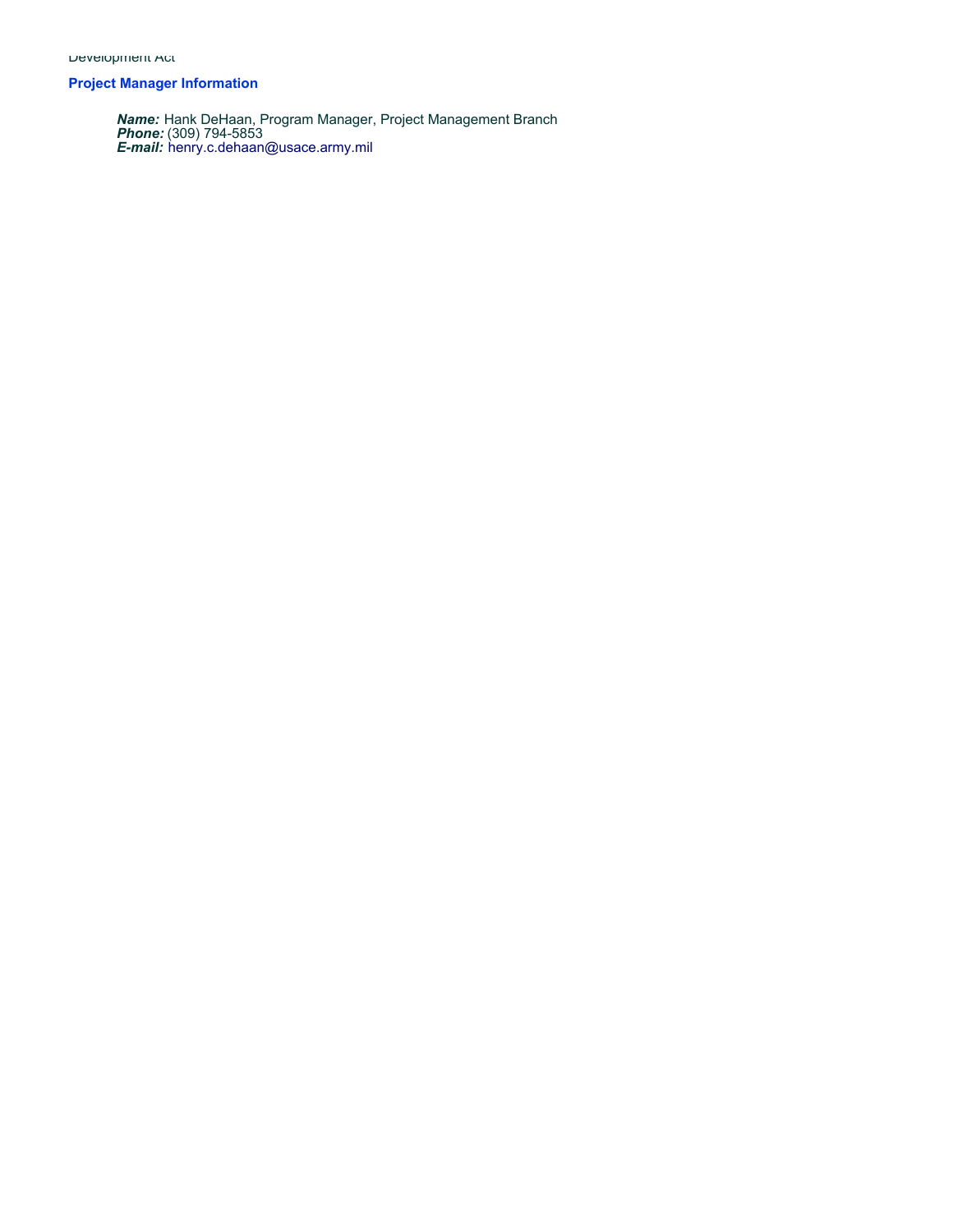Development Act

**Project Manager Information**

***Name:*** Hank DeHaan, Program Manager, Project Management Branch
***Phone:*** (309) 794-5853
***E-mail:*** henry.c.dehaan@usace.army.mil